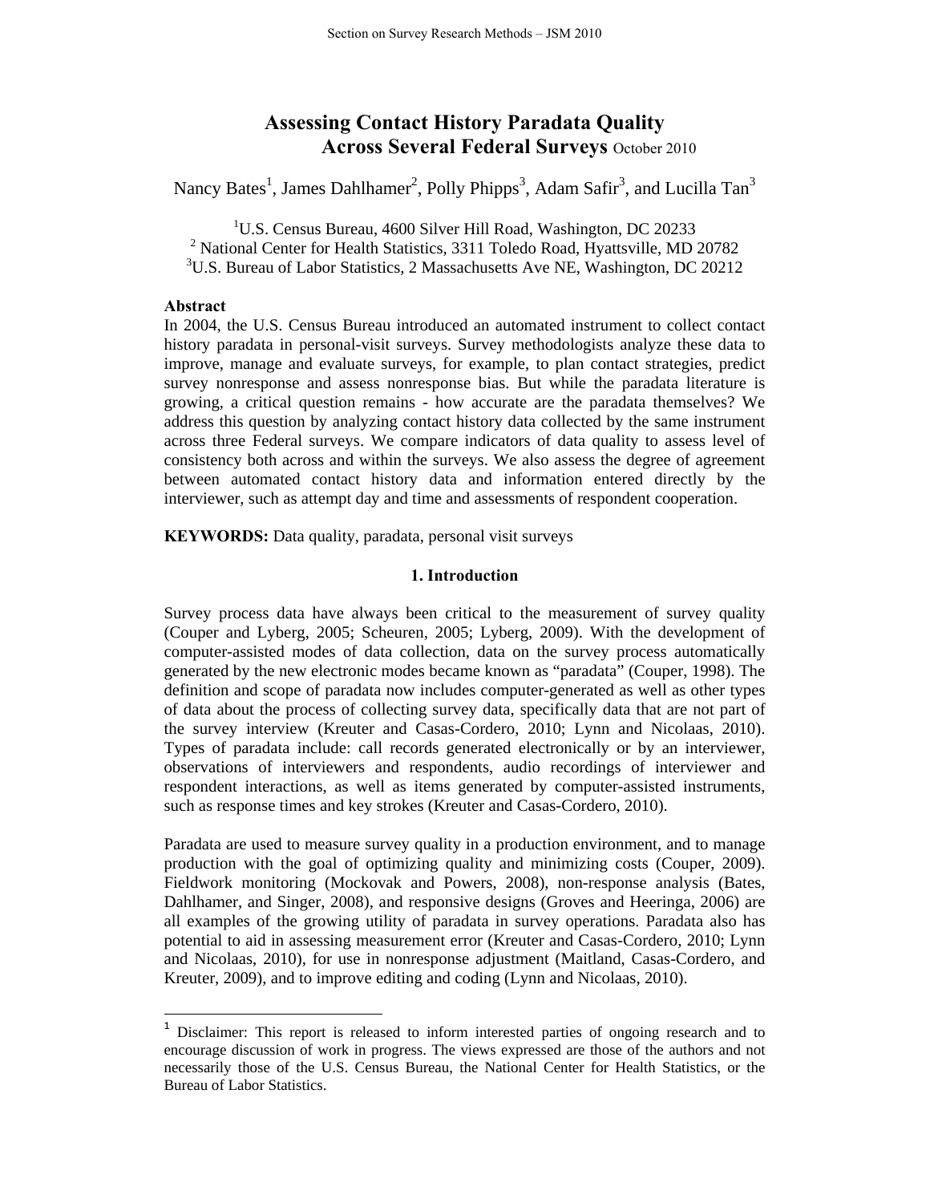# Assessing Contact History Paradata Quality Across Several Federal Surveys October 2010

Nancy Bates[1], James Dahlhamer[2], Polly Phipps[3], Adam Safir[3], and Lucilla Tan[3]

[1]U.S. Census Bureau, 4600 Silver Hill Road, Washington, DC 20233
[2] National Center for Health Statistics, 3311 Toledo Road, Hyattsville, MD 20782
[3]U.S. Bureau of Labor Statistics, 2 Massachusetts Ave NE, Washington, DC 20212

**Abstract**

In 2004, the U.S. Census Bureau introduced an automated instrument to collect contact history paradata in personal-visit surveys. Survey methodologists analyze these data to improve, manage and evaluate surveys, for example, to plan contact strategies, predict survey nonresponse and assess nonresponse bias. But while the paradata literature is growing, a critical question remains - how accurate are the paradata themselves? We address this question by analyzing contact history data collected by the same instrument across three Federal surveys. We compare indicators of data quality to assess level of consistency both across and within the surveys. We also assess the degree of agreement between automated contact history data and information entered directly by the interviewer, such as attempt day and time and assessments of respondent cooperation.

**KEYWORDS:** Data quality, paradata, personal visit surveys

## 1. Introduction

Survey process data have always been critical to the measurement of survey quality (Couper and Lyberg, 2005; Scheuren, 2005; Lyberg, 2009). With the development of computer-assisted modes of data collection, data on the survey process automatically generated by the new electronic modes became known as "paradata" (Couper, 1998). The definition and scope of paradata now includes computer-generated as well as other types of data about the process of collecting survey data, specifically data that are not part of the survey interview (Kreuter and Casas-Cordero, 2010; Lynn and Nicolaas, 2010). Types of paradata include: call records generated electronically or by an interviewer, observations of interviewers and respondents, audio recordings of interviewer and respondent interactions, as well as items generated by computer-assisted instruments, such as response times and key strokes (Kreuter and Casas-Cordero, 2010).

Paradata are used to measure survey quality in a production environment, and to manage production with the goal of optimizing quality and minimizing costs (Couper, 2009). Fieldwork monitoring (Mockovak and Powers, 2008), non-response analysis (Bates, Dahlhamer, and Singer, 2008), and responsive designs (Groves and Heeringa, 2006) are all examples of the growing utility of paradata in survey operations. Paradata also has potential to aid in assessing measurement error (Kreuter and Casas-Cordero, 2010; Lynn and Nicolaas, 2010), for use in nonresponse adjustment (Maitland, Casas-Cordero, and Kreuter, 2009), and to improve editing and coding (Lynn and Nicolaas, 2010).

[1] Disclaimer: This report is released to inform interested parties of ongoing research and to encourage discussion of work in progress. The views expressed are those of the authors and not necessarily those of the U.S. Census Bureau, the National Center for Health Statistics, or the Bureau of Labor Statistics.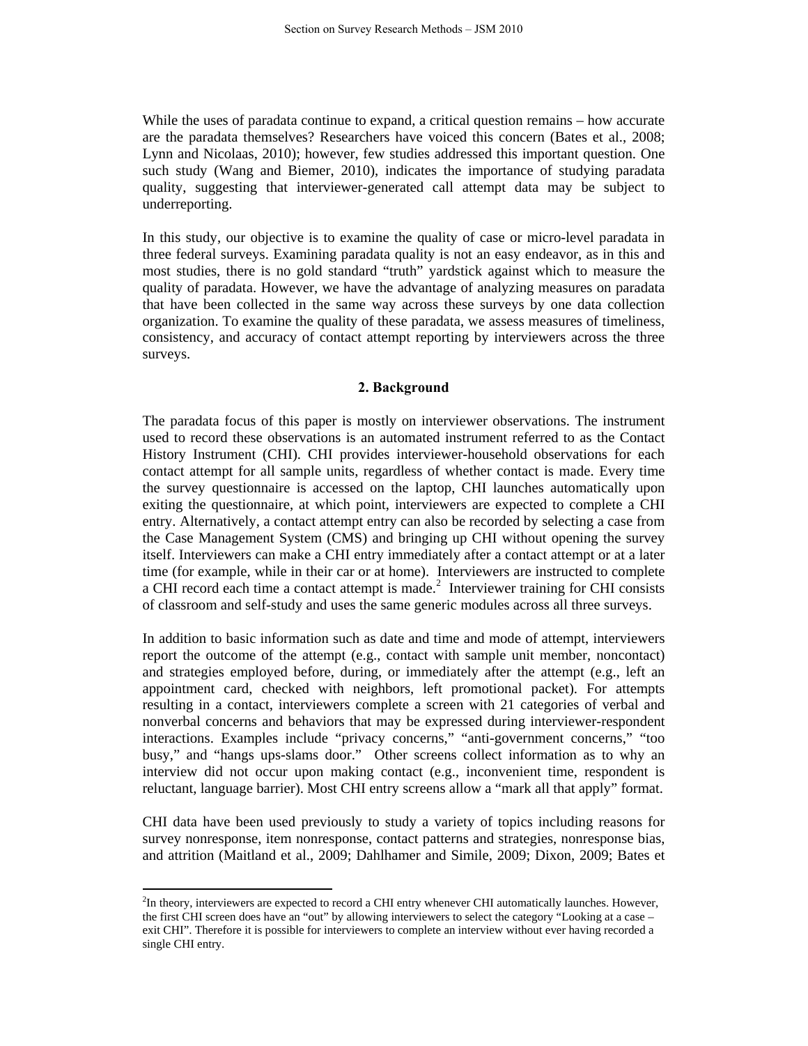While the uses of paradata continue to expand, a critical question remains – how accurate are the paradata themselves? Researchers have voiced this concern (Bates et al., 2008; Lynn and Nicolaas, 2010); however, few studies addressed this important question. One such study (Wang and Biemer, 2010), indicates the importance of studying paradata quality, suggesting that interviewer-generated call attempt data may be subject to underreporting.

In this study, our objective is to examine the quality of case or micro-level paradata in three federal surveys. Examining paradata quality is not an easy endeavor, as in this and most studies, there is no gold standard "truth" yardstick against which to measure the quality of paradata. However, we have the advantage of analyzing measures on paradata that have been collected in the same way across these surveys by one data collection organization. To examine the quality of these paradata, we assess measures of timeliness, consistency, and accuracy of contact attempt reporting by interviewers across the three surveys.

## 2. Background

The paradata focus of this paper is mostly on interviewer observations. The instrument used to record these observations is an automated instrument referred to as the Contact History Instrument (CHI). CHI provides interviewer-household observations for each contact attempt for all sample units, regardless of whether contact is made. Every time the survey questionnaire is accessed on the laptop, CHI launches automatically upon exiting the questionnaire, at which point, interviewers are expected to complete a CHI entry. Alternatively, a contact attempt entry can also be recorded by selecting a case from the Case Management System (CMS) and bringing up CHI without opening the survey itself. Interviewers can make a CHI entry immediately after a contact attempt or at a later time (for example, while in their car or at home). Interviewers are instructed to complete a CHI record each time a contact attempt is made.[2] Interviewer training for CHI consists of classroom and self-study and uses the same generic modules across all three surveys.

In addition to basic information such as date and time and mode of attempt, interviewers report the outcome of the attempt (e.g., contact with sample unit member, noncontact) and strategies employed before, during, or immediately after the attempt (e.g., left an appointment card, checked with neighbors, left promotional packet). For attempts resulting in a contact, interviewers complete a screen with 21 categories of verbal and nonverbal concerns and behaviors that may be expressed during interviewer-respondent interactions. Examples include "privacy concerns," "anti-government concerns," "too busy," and "hangs ups-slams door." Other screens collect information as to why an interview did not occur upon making contact (e.g., inconvenient time, respondent is reluctant, language barrier). Most CHI entry screens allow a "mark all that apply" format.

CHI data have been used previously to study a variety of topics including reasons for survey nonresponse, item nonresponse, contact patterns and strategies, nonresponse bias, and attrition (Maitland et al., 2009; Dahlhamer and Simile, 2009; Dixon, 2009; Bates et

[2]In theory, interviewers are expected to record a CHI entry whenever CHI automatically launches. However, the first CHI screen does have an "out" by allowing interviewers to select the category "Looking at a case – exit CHI". Therefore it is possible for interviewers to complete an interview without ever having recorded a single CHI entry.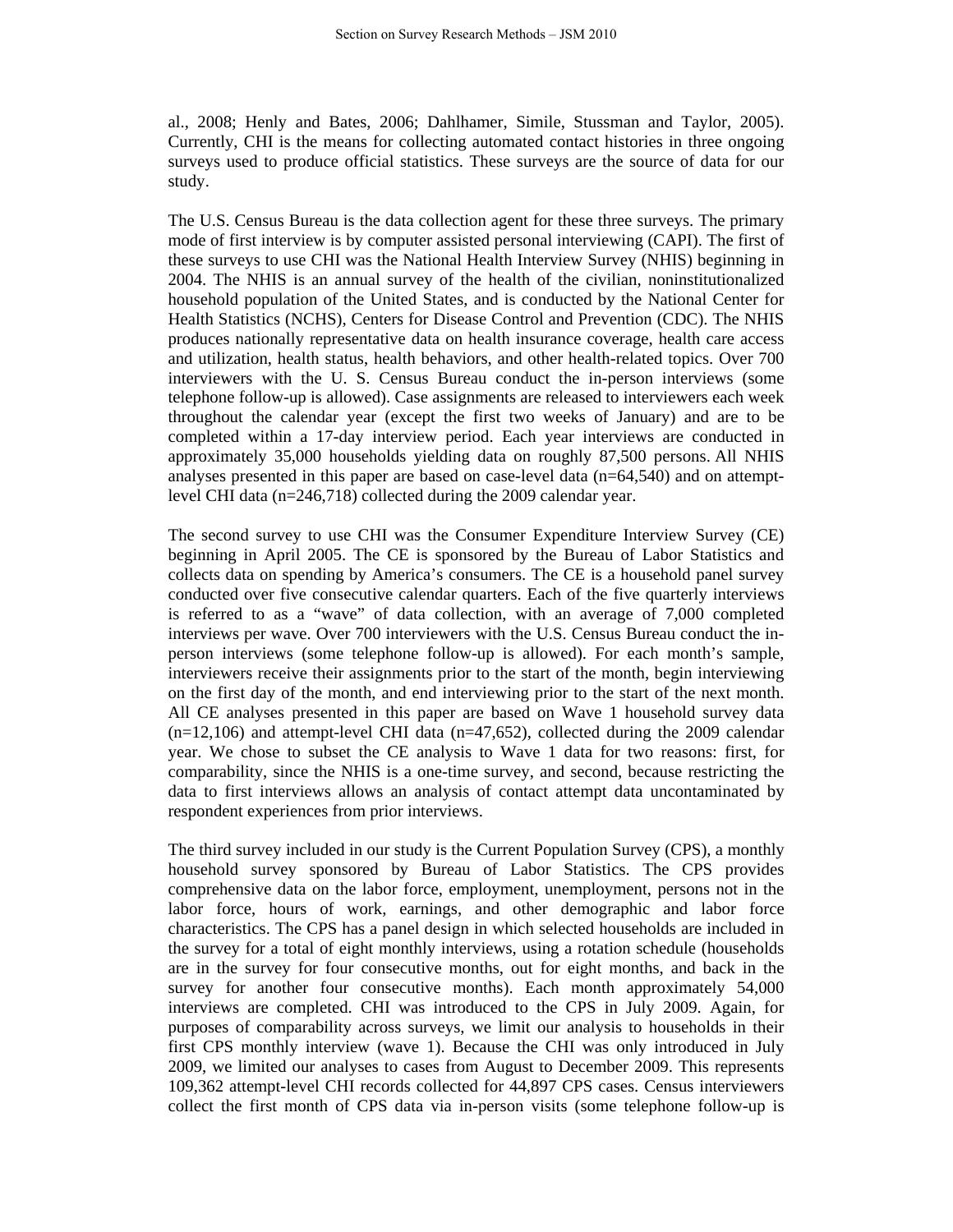al., 2008; Henly and Bates, 2006; Dahlhamer, Simile, Stussman and Taylor, 2005). Currently, CHI is the means for collecting automated contact histories in three ongoing surveys used to produce official statistics. These surveys are the source of data for our study.

The U.S. Census Bureau is the data collection agent for these three surveys. The primary mode of first interview is by computer assisted personal interviewing (CAPI). The first of these surveys to use CHI was the National Health Interview Survey (NHIS) beginning in 2004. The NHIS is an annual survey of the health of the civilian, noninstitutionalized household population of the United States, and is conducted by the National Center for Health Statistics (NCHS), Centers for Disease Control and Prevention (CDC). The NHIS produces nationally representative data on health insurance coverage, health care access and utilization, health status, health behaviors, and other health-related topics. Over 700 interviewers with the U. S. Census Bureau conduct the in-person interviews (some telephone follow-up is allowed). Case assignments are released to interviewers each week throughout the calendar year (except the first two weeks of January) and are to be completed within a 17-day interview period. Each year interviews are conducted in approximately 35,000 households yielding data on roughly 87,500 persons. All NHIS analyses presented in this paper are based on case-level data (n=64,540) and on attempt-level CHI data (n=246,718) collected during the 2009 calendar year.

The second survey to use CHI was the Consumer Expenditure Interview Survey (CE) beginning in April 2005. The CE is sponsored by the Bureau of Labor Statistics and collects data on spending by America's consumers. The CE is a household panel survey conducted over five consecutive calendar quarters. Each of the five quarterly interviews is referred to as a "wave" of data collection, with an average of 7,000 completed interviews per wave. Over 700 interviewers with the U.S. Census Bureau conduct the in-person interviews (some telephone follow-up is allowed). For each month's sample, interviewers receive their assignments prior to the start of the month, begin interviewing on the first day of the month, and end interviewing prior to the start of the next month. All CE analyses presented in this paper are based on Wave 1 household survey data (n=12,106) and attempt-level CHI data (n=47,652), collected during the 2009 calendar year. We chose to subset the CE analysis to Wave 1 data for two reasons: first, for comparability, since the NHIS is a one-time survey, and second, because restricting the data to first interviews allows an analysis of contact attempt data uncontaminated by respondent experiences from prior interviews.

The third survey included in our study is the Current Population Survey (CPS), a monthly household survey sponsored by Bureau of Labor Statistics. The CPS provides comprehensive data on the labor force, employment, unemployment, persons not in the labor force, hours of work, earnings, and other demographic and labor force characteristics. The CPS has a panel design in which selected households are included in the survey for a total of eight monthly interviews, using a rotation schedule (households are in the survey for four consecutive months, out for eight months, and back in the survey for another four consecutive months). Each month approximately 54,000 interviews are completed. CHI was introduced to the CPS in July 2009. Again, for purposes of comparability across surveys, we limit our analysis to households in their first CPS monthly interview (wave 1). Because the CHI was only introduced in July 2009, we limited our analyses to cases from August to December 2009. This represents 109,362 attempt-level CHI records collected for 44,897 CPS cases. Census interviewers collect the first month of CPS data via in-person visits (some telephone follow-up is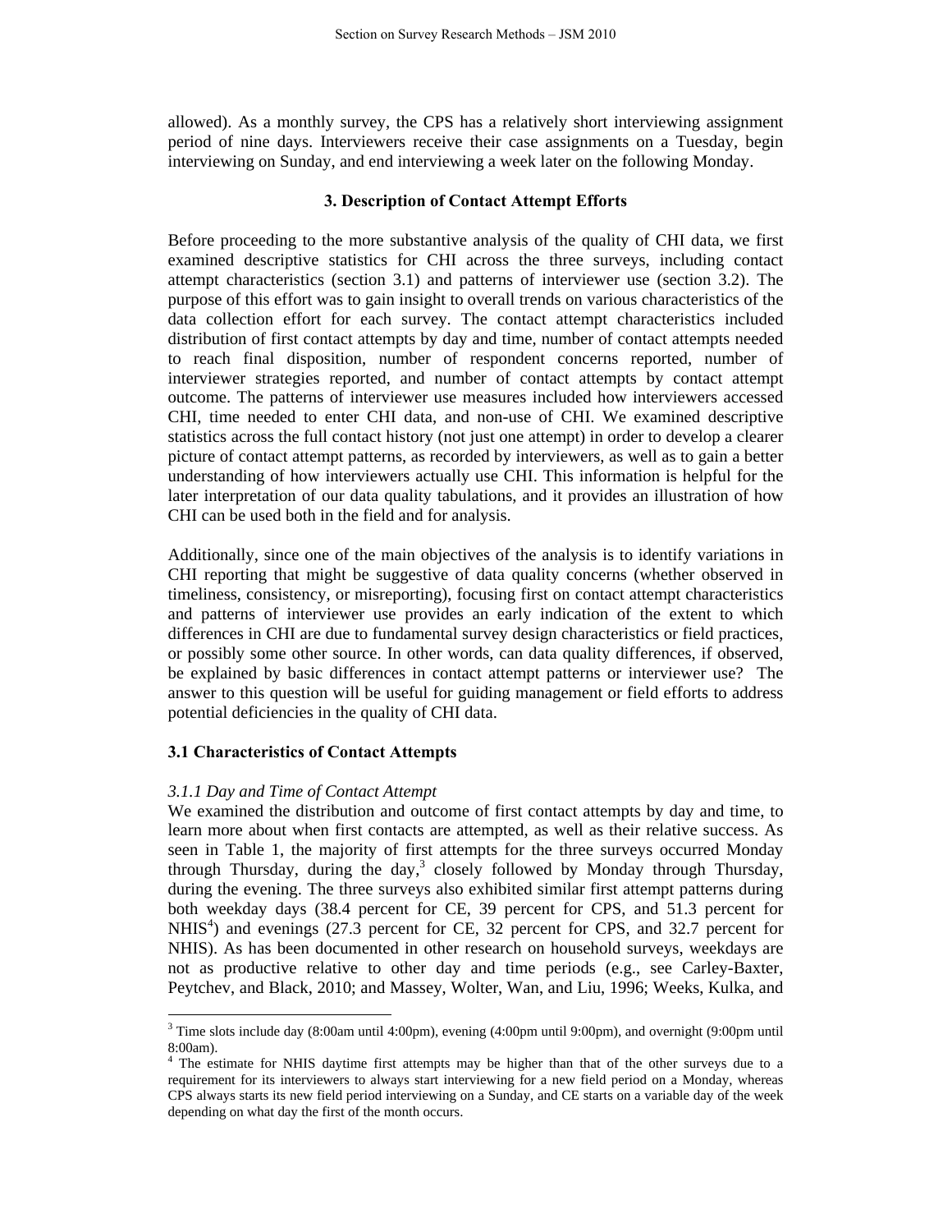allowed). As a monthly survey, the CPS has a relatively short interviewing assignment period of nine days. Interviewers receive their case assignments on a Tuesday, begin interviewing on Sunday, and end interviewing a week later on the following Monday.

## 3. Description of Contact Attempt Efforts

Before proceeding to the more substantive analysis of the quality of CHI data, we first examined descriptive statistics for CHI across the three surveys, including contact attempt characteristics (section 3.1) and patterns of interviewer use (section 3.2). The purpose of this effort was to gain insight to overall trends on various characteristics of the data collection effort for each survey. The contact attempt characteristics included distribution of first contact attempts by day and time, number of contact attempts needed to reach final disposition, number of respondent concerns reported, number of interviewer strategies reported, and number of contact attempts by contact attempt outcome. The patterns of interviewer use measures included how interviewers accessed CHI, time needed to enter CHI data, and non-use of CHI. We examined descriptive statistics across the full contact history (not just one attempt) in order to develop a clearer picture of contact attempt patterns, as recorded by interviewers, as well as to gain a better understanding of how interviewers actually use CHI. This information is helpful for the later interpretation of our data quality tabulations, and it provides an illustration of how CHI can be used both in the field and for analysis.

Additionally, since one of the main objectives of the analysis is to identify variations in CHI reporting that might be suggestive of data quality concerns (whether observed in timeliness, consistency, or misreporting), focusing first on contact attempt characteristics and patterns of interviewer use provides an early indication of the extent to which differences in CHI are due to fundamental survey design characteristics or field practices, or possibly some other source. In other words, can data quality differences, if observed, be explained by basic differences in contact attempt patterns or interviewer use? The answer to this question will be useful for guiding management or field efforts to address potential deficiencies in the quality of CHI data.

### 3.1 Characteristics of Contact Attempts

*3.1.1 Day and Time of Contact Attempt*

We examined the distribution and outcome of first contact attempts by day and time, to learn more about when first contacts are attempted, as well as their relative success. As seen in Table 1, the majority of first attempts for the three surveys occurred Monday through Thursday, during the day,[3] closely followed by Monday through Thursday, during the evening. The three surveys also exhibited similar first attempt patterns during both weekday days (38.4 percent for CE, 39 percent for CPS, and 51.3 percent for NHIS[4]) and evenings (27.3 percent for CE, 32 percent for CPS, and 32.7 percent for NHIS). As has been documented in other research on household surveys, weekdays are not as productive relative to other day and time periods (e.g., see Carley-Baxter, Peytchev, and Black, 2010; and Massey, Wolter, Wan, and Liu, 1996; Weeks, Kulka, and

---

[3] Time slots include day (8:00am until 4:00pm), evening (4:00pm until 9:00pm), and overnight (9:00pm until 8:00am).

[4] The estimate for NHIS daytime first attempts may be higher than that of the other surveys due to a requirement for its interviewers to always start interviewing for a new field period on a Monday, whereas CPS always starts its new field period interviewing on a Sunday, and CE starts on a variable day of the week depending on what day the first of the month occurs.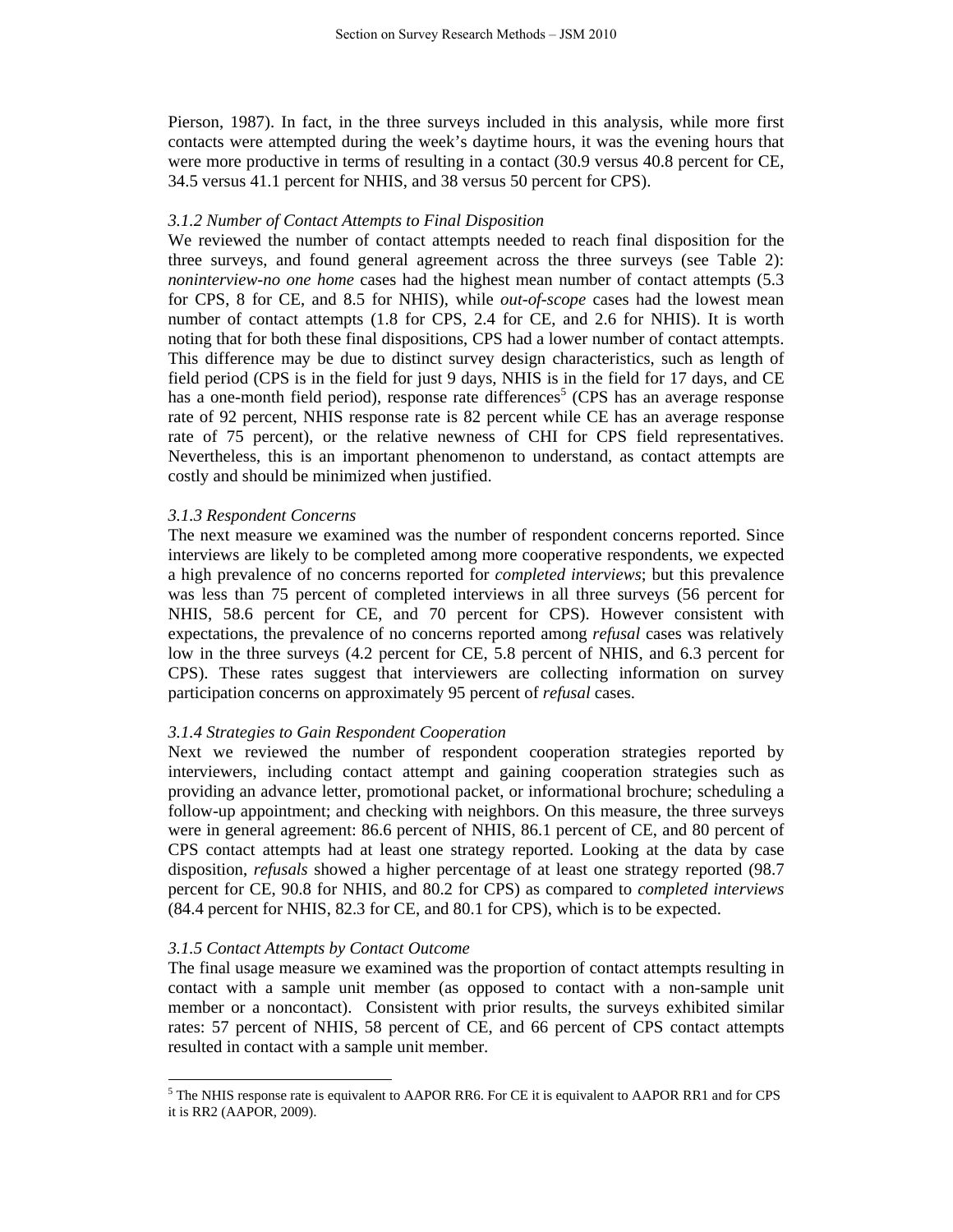Pierson, 1987). In fact, in the three surveys included in this analysis, while more first contacts were attempted during the week's daytime hours, it was the evening hours that were more productive in terms of resulting in a contact (30.9 versus 40.8 percent for CE, 34.5 versus 41.1 percent for NHIS, and 38 versus 50 percent for CPS).

#### *3.1.2 Number of Contact Attempts to Final Disposition*

We reviewed the number of contact attempts needed to reach final disposition for the three surveys, and found general agreement across the three surveys (see Table 2): *noninterview-no one home* cases had the highest mean number of contact attempts (5.3 for CPS, 8 for CE, and 8.5 for NHIS), while *out-of-scope* cases had the lowest mean number of contact attempts (1.8 for CPS, 2.4 for CE, and 2.6 for NHIS). It is worth noting that for both these final dispositions, CPS had a lower number of contact attempts. This difference may be due to distinct survey design characteristics, such as length of field period (CPS is in the field for just 9 days, NHIS is in the field for 17 days, and CE has a one-month field period), response rate differences[5] (CPS has an average response rate of 92 percent, NHIS response rate is 82 percent while CE has an average response rate of 75 percent), or the relative newness of CHI for CPS field representatives. Nevertheless, this is an important phenomenon to understand, as contact attempts are costly and should be minimized when justified.

#### *3.1.3 Respondent Concerns*

The next measure we examined was the number of respondent concerns reported. Since interviews are likely to be completed among more cooperative respondents, we expected a high prevalence of no concerns reported for *completed interviews*; but this prevalence was less than 75 percent of completed interviews in all three surveys (56 percent for NHIS, 58.6 percent for CE, and 70 percent for CPS). However consistent with expectations, the prevalence of no concerns reported among *refusal* cases was relatively low in the three surveys (4.2 percent for CE, 5.8 percent of NHIS, and 6.3 percent for CPS). These rates suggest that interviewers are collecting information on survey participation concerns on approximately 95 percent of *refusal* cases.

#### *3.1.4 Strategies to Gain Respondent Cooperation*

Next we reviewed the number of respondent cooperation strategies reported by interviewers, including contact attempt and gaining cooperation strategies such as providing an advance letter, promotional packet, or informational brochure; scheduling a follow-up appointment; and checking with neighbors. On this measure, the three surveys were in general agreement: 86.6 percent of NHIS, 86.1 percent of CE, and 80 percent of CPS contact attempts had at least one strategy reported. Looking at the data by case disposition, *refusals* showed a higher percentage of at least one strategy reported (98.7 percent for CE, 90.8 for NHIS, and 80.2 for CPS) as compared to *completed interviews* (84.4 percent for NHIS, 82.3 for CE, and 80.1 for CPS), which is to be expected.

#### *3.1.5 Contact Attempts by Contact Outcome*

The final usage measure we examined was the proportion of contact attempts resulting in contact with a sample unit member (as opposed to contact with a non-sample unit member or a noncontact). Consistent with prior results, the surveys exhibited similar rates: 57 percent of NHIS, 58 percent of CE, and 66 percent of CPS contact attempts resulted in contact with a sample unit member.

---

[5] The NHIS response rate is equivalent to AAPOR RR6. For CE it is equivalent to AAPOR RR1 and for CPS it is RR2 (AAPOR, 2009).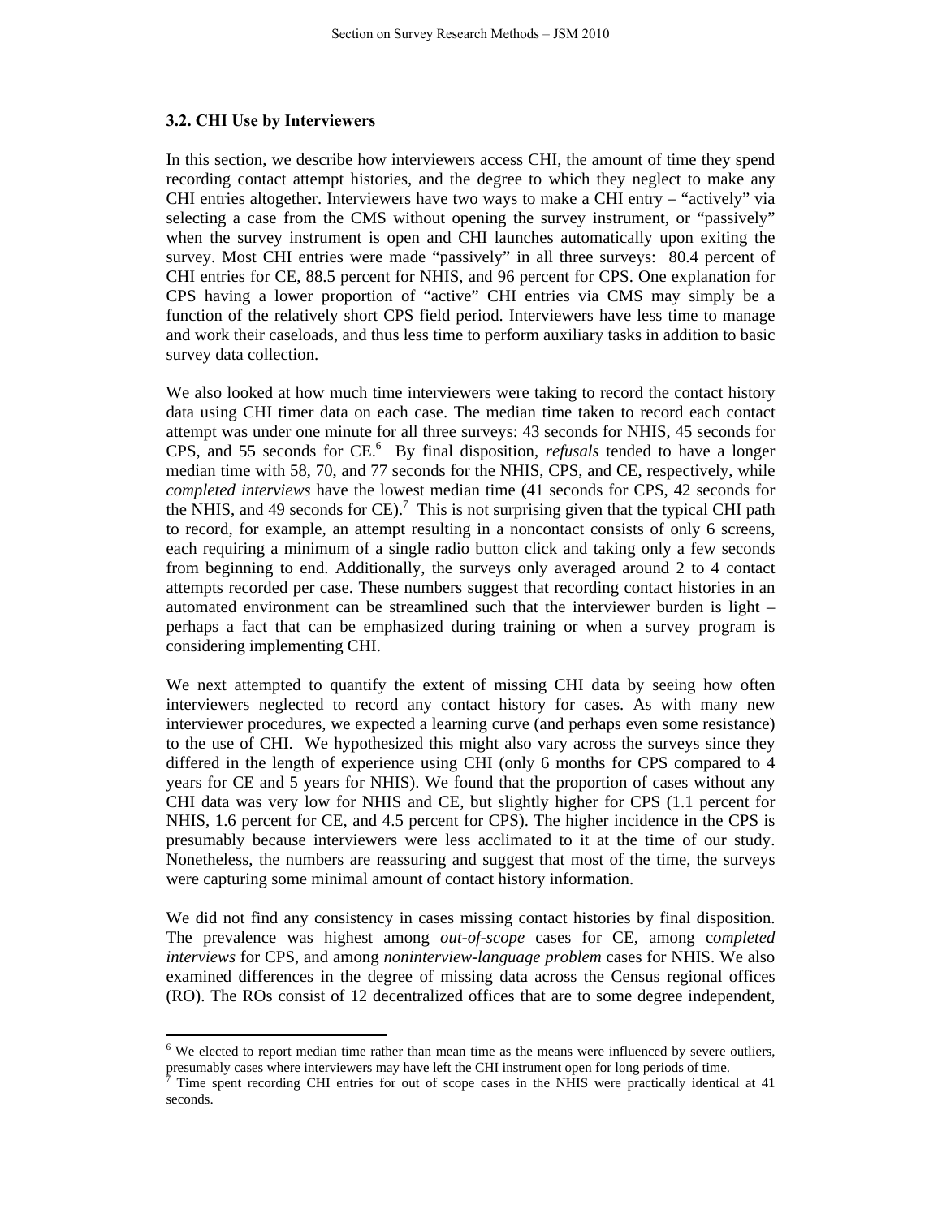### 3.2. CHI Use by Interviewers

In this section, we describe how interviewers access CHI, the amount of time they spend recording contact attempt histories, and the degree to which they neglect to make any CHI entries altogether. Interviewers have two ways to make a CHI entry – "actively" via selecting a case from the CMS without opening the survey instrument, or "passively" when the survey instrument is open and CHI launches automatically upon exiting the survey. Most CHI entries were made "passively" in all three surveys: 80.4 percent of CHI entries for CE, 88.5 percent for NHIS, and 96 percent for CPS. One explanation for CPS having a lower proportion of "active" CHI entries via CMS may simply be a function of the relatively short CPS field period. Interviewers have less time to manage and work their caseloads, and thus less time to perform auxiliary tasks in addition to basic survey data collection.

We also looked at how much time interviewers were taking to record the contact history data using CHI timer data on each case. The median time taken to record each contact attempt was under one minute for all three surveys: 43 seconds for NHIS, 45 seconds for CPS, and 55 seconds for CE.[6] By final disposition, *refusals* tended to have a longer median time with 58, 70, and 77 seconds for the NHIS, CPS, and CE, respectively, while *completed interviews* have the lowest median time (41 seconds for CPS, 42 seconds for the NHIS, and 49 seconds for CE).[7] This is not surprising given that the typical CHI path to record, for example, an attempt resulting in a noncontact consists of only 6 screens, each requiring a minimum of a single radio button click and taking only a few seconds from beginning to end. Additionally, the surveys only averaged around 2 to 4 contact attempts recorded per case. These numbers suggest that recording contact histories in an automated environment can be streamlined such that the interviewer burden is light – perhaps a fact that can be emphasized during training or when a survey program is considering implementing CHI.

We next attempted to quantify the extent of missing CHI data by seeing how often interviewers neglected to record any contact history for cases. As with many new interviewer procedures, we expected a learning curve (and perhaps even some resistance) to the use of CHI. We hypothesized this might also vary across the surveys since they differed in the length of experience using CHI (only 6 months for CPS compared to 4 years for CE and 5 years for NHIS). We found that the proportion of cases without any CHI data was very low for NHIS and CE, but slightly higher for CPS (1.1 percent for NHIS, 1.6 percent for CE, and 4.5 percent for CPS). The higher incidence in the CPS is presumably because interviewers were less acclimated to it at the time of our study. Nonetheless, the numbers are reassuring and suggest that most of the time, the surveys were capturing some minimal amount of contact history information.

We did not find any consistency in cases missing contact histories by final disposition. The prevalence was highest among *out-of-scope* cases for CE, among *completed interviews* for CPS, and among *noninterview-language problem* cases for NHIS. We also examined differences in the degree of missing data across the Census regional offices (RO). The ROs consist of 12 decentralized offices that are to some degree independent,

---

[6] We elected to report median time rather than mean time as the means were influenced by severe outliers, presumably cases where interviewers may have left the CHI instrument open for long periods of time.

[7] Time spent recording CHI entries for out of scope cases in the NHIS were practically identical at 41 seconds.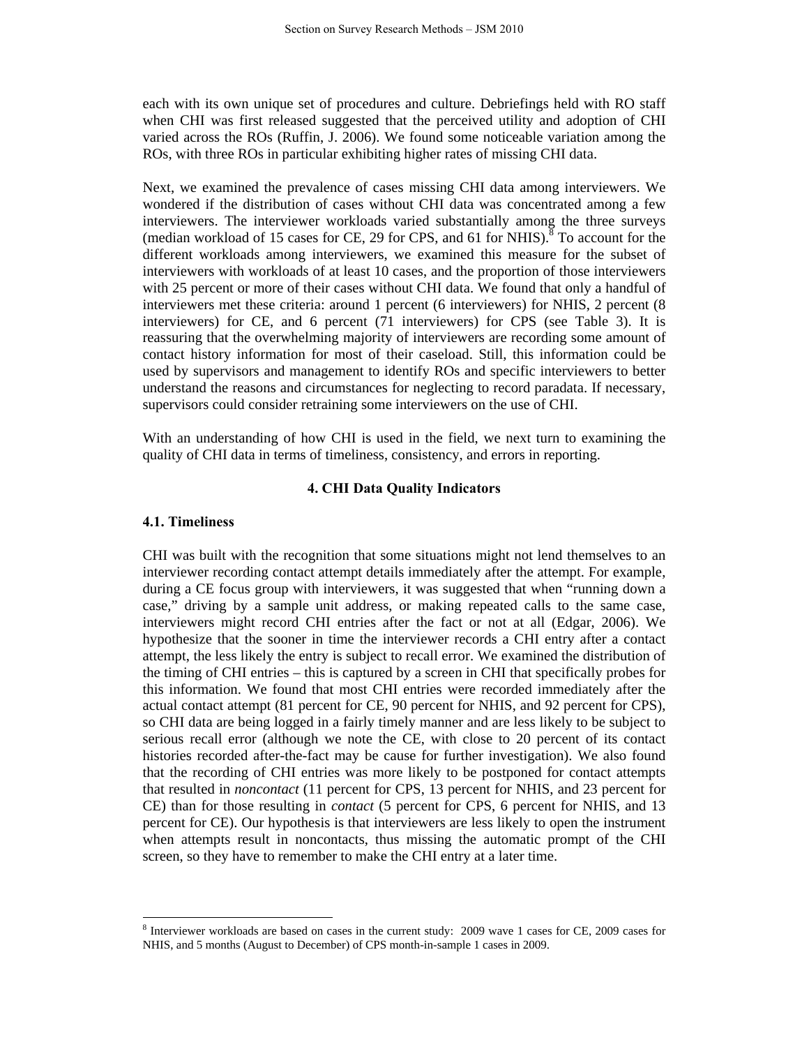each with its own unique set of procedures and culture. Debriefings held with RO staff when CHI was first released suggested that the perceived utility and adoption of CHI varied across the ROs (Ruffin, J. 2006). We found some noticeable variation among the ROs, with three ROs in particular exhibiting higher rates of missing CHI data.

Next, we examined the prevalence of cases missing CHI data among interviewers. We wondered if the distribution of cases without CHI data was concentrated among a few interviewers. The interviewer workloads varied substantially among the three surveys (median workload of 15 cases for CE, 29 for CPS, and 61 for NHIS).[8] To account for the different workloads among interviewers, we examined this measure for the subset of interviewers with workloads of at least 10 cases, and the proportion of those interviewers with 25 percent or more of their cases without CHI data. We found that only a handful of interviewers met these criteria: around 1 percent (6 interviewers) for NHIS, 2 percent (8 interviewers) for CE, and 6 percent (71 interviewers) for CPS (see Table 3). It is reassuring that the overwhelming majority of interviewers are recording some amount of contact history information for most of their caseload. Still, this information could be used by supervisors and management to identify ROs and specific interviewers to better understand the reasons and circumstances for neglecting to record paradata. If necessary, supervisors could consider retraining some interviewers on the use of CHI.

With an understanding of how CHI is used in the field, we next turn to examining the quality of CHI data in terms of timeliness, consistency, and errors in reporting.

## 4. CHI Data Quality Indicators

### 4.1. Timeliness

CHI was built with the recognition that some situations might not lend themselves to an interviewer recording contact attempt details immediately after the attempt. For example, during a CE focus group with interviewers, it was suggested that when "running down a case," driving by a sample unit address, or making repeated calls to the same case, interviewers might record CHI entries after the fact or not at all (Edgar, 2006). We hypothesize that the sooner in time the interviewer records a CHI entry after a contact attempt, the less likely the entry is subject to recall error. We examined the distribution of the timing of CHI entries – this is captured by a screen in CHI that specifically probes for this information. We found that most CHI entries were recorded immediately after the actual contact attempt (81 percent for CE, 90 percent for NHIS, and 92 percent for CPS), so CHI data are being logged in a fairly timely manner and are less likely to be subject to serious recall error (although we note the CE, with close to 20 percent of its contact histories recorded after-the-fact may be cause for further investigation). We also found that the recording of CHI entries was more likely to be postponed for contact attempts that resulted in *noncontact* (11 percent for CPS, 13 percent for NHIS, and 23 percent for CE) than for those resulting in *contact* (5 percent for CPS, 6 percent for NHIS, and 13 percent for CE). Our hypothesis is that interviewers are less likely to open the instrument when attempts result in noncontacts, thus missing the automatic prompt of the CHI screen, so they have to remember to make the CHI entry at a later time.

---

[8] Interviewer workloads are based on cases in the current study: 2009 wave 1 cases for CE, 2009 cases for NHIS, and 5 months (August to December) of CPS month-in-sample 1 cases in 2009.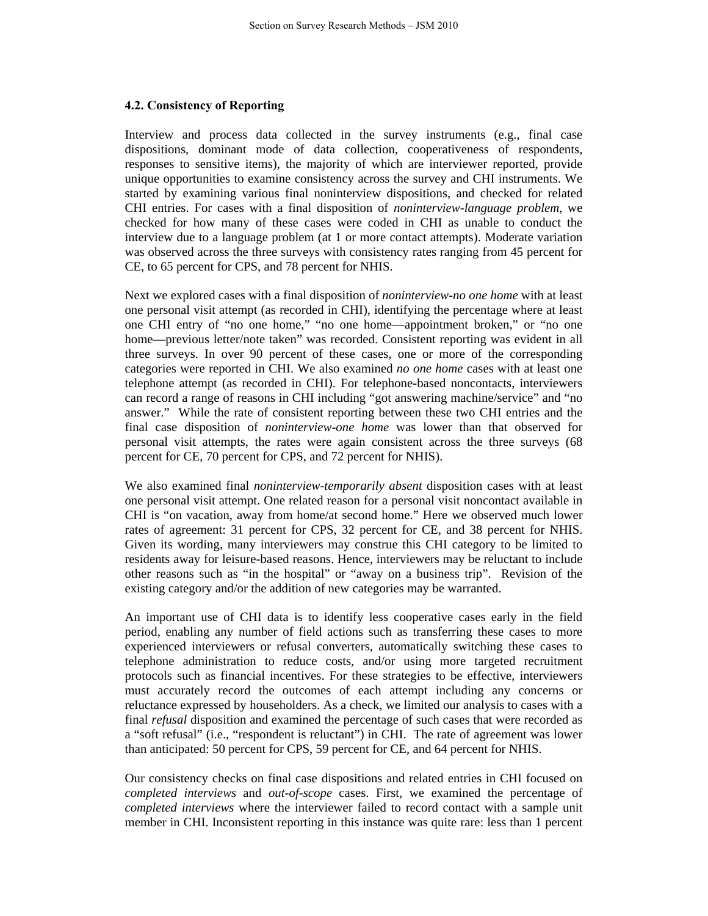### 4.2. Consistency of Reporting

Interview and process data collected in the survey instruments (e.g., final case dispositions, dominant mode of data collection, cooperativeness of respondents, responses to sensitive items), the majority of which are interviewer reported, provide unique opportunities to examine consistency across the survey and CHI instruments. We started by examining various final noninterview dispositions, and checked for related CHI entries. For cases with a final disposition of *noninterview-language problem*, we checked for how many of these cases were coded in CHI as unable to conduct the interview due to a language problem (at 1 or more contact attempts). Moderate variation was observed across the three surveys with consistency rates ranging from 45 percent for CE, to 65 percent for CPS, and 78 percent for NHIS.

Next we explored cases with a final disposition of *noninterview-no one home* with at least one personal visit attempt (as recorded in CHI), identifying the percentage where at least one CHI entry of "no one home," "no one home—appointment broken," or "no one home—previous letter/note taken" was recorded. Consistent reporting was evident in all three surveys. In over 90 percent of these cases, one or more of the corresponding categories were reported in CHI. We also examined *no one home* cases with at least one telephone attempt (as recorded in CHI). For telephone-based noncontacts, interviewers can record a range of reasons in CHI including "got answering machine/service" and "no answer." While the rate of consistent reporting between these two CHI entries and the final case disposition of *noninterview-one home* was lower than that observed for personal visit attempts, the rates were again consistent across the three surveys (68 percent for CE, 70 percent for CPS, and 72 percent for NHIS).

We also examined final *noninterview-temporarily absent* disposition cases with at least one personal visit attempt. One related reason for a personal visit noncontact available in CHI is "on vacation, away from home/at second home." Here we observed much lower rates of agreement: 31 percent for CPS, 32 percent for CE, and 38 percent for NHIS. Given its wording, many interviewers may construe this CHI category to be limited to residents away for leisure-based reasons. Hence, interviewers may be reluctant to include other reasons such as "in the hospital" or "away on a business trip". Revision of the existing category and/or the addition of new categories may be warranted.

An important use of CHI data is to identify less cooperative cases early in the field period, enabling any number of field actions such as transferring these cases to more experienced interviewers or refusal converters, automatically switching these cases to telephone administration to reduce costs, and/or using more targeted recruitment protocols such as financial incentives. For these strategies to be effective, interviewers must accurately record the outcomes of each attempt including any concerns or reluctance expressed by householders. As a check, we limited our analysis to cases with a final *refusal* disposition and examined the percentage of such cases that were recorded as a "soft refusal" (i.e., "respondent is reluctant") in CHI. The rate of agreement was lower than anticipated: 50 percent for CPS, 59 percent for CE, and 64 percent for NHIS.

Our consistency checks on final case dispositions and related entries in CHI focused on *completed interviews* and *out-of-scope* cases. First, we examined the percentage of *completed interviews* where the interviewer failed to record contact with a sample unit member in CHI. Inconsistent reporting in this instance was quite rare: less than 1 percent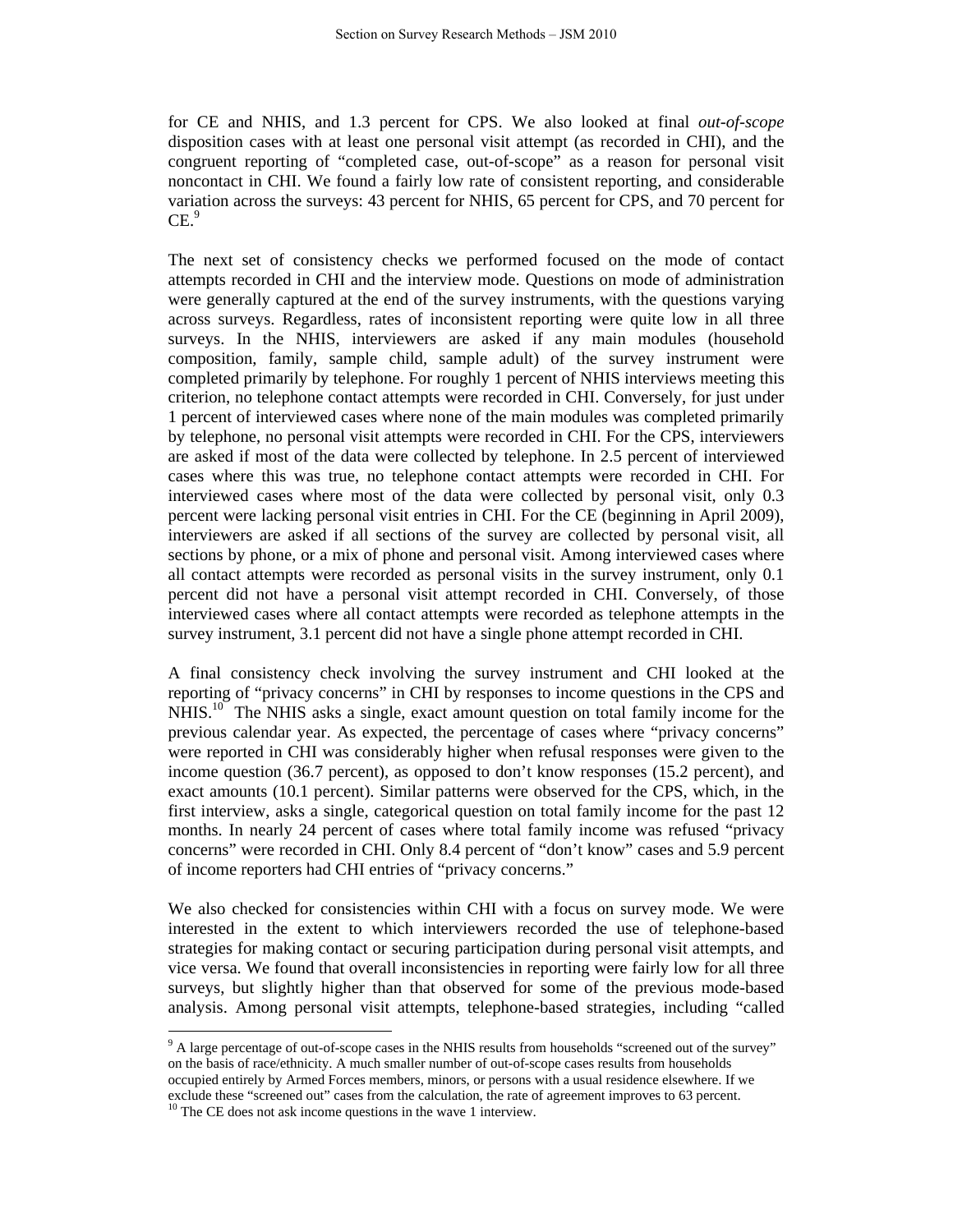for CE and NHIS, and 1.3 percent for CPS. We also looked at final *out-of-scope* disposition cases with at least one personal visit attempt (as recorded in CHI), and the congruent reporting of "completed case, out-of-scope" as a reason for personal visit noncontact in CHI. We found a fairly low rate of consistent reporting, and considerable variation across the surveys: 43 percent for NHIS, 65 percent for CPS, and 70 percent for CE.[9]

The next set of consistency checks we performed focused on the mode of contact attempts recorded in CHI and the interview mode. Questions on mode of administration were generally captured at the end of the survey instruments, with the questions varying across surveys. Regardless, rates of inconsistent reporting were quite low in all three surveys. In the NHIS, interviewers are asked if any main modules (household composition, family, sample child, sample adult) of the survey instrument were completed primarily by telephone. For roughly 1 percent of NHIS interviews meeting this criterion, no telephone contact attempts were recorded in CHI. Conversely, for just under 1 percent of interviewed cases where none of the main modules was completed primarily by telephone, no personal visit attempts were recorded in CHI. For the CPS, interviewers are asked if most of the data were collected by telephone. In 2.5 percent of interviewed cases where this was true, no telephone contact attempts were recorded in CHI. For interviewed cases where most of the data were collected by personal visit, only 0.3 percent were lacking personal visit entries in CHI. For the CE (beginning in April 2009), interviewers are asked if all sections of the survey are collected by personal visit, all sections by phone, or a mix of phone and personal visit. Among interviewed cases where all contact attempts were recorded as personal visits in the survey instrument, only 0.1 percent did not have a personal visit attempt recorded in CHI. Conversely, of those interviewed cases where all contact attempts were recorded as telephone attempts in the survey instrument, 3.1 percent did not have a single phone attempt recorded in CHI.

A final consistency check involving the survey instrument and CHI looked at the reporting of "privacy concerns" in CHI by responses to income questions in the CPS and NHIS.[10] The NHIS asks a single, exact amount question on total family income for the previous calendar year. As expected, the percentage of cases where "privacy concerns" were reported in CHI was considerably higher when refusal responses were given to the income question (36.7 percent), as opposed to don't know responses (15.2 percent), and exact amounts (10.1 percent). Similar patterns were observed for the CPS, which, in the first interview, asks a single, categorical question on total family income for the past 12 months. In nearly 24 percent of cases where total family income was refused "privacy concerns" were recorded in CHI. Only 8.4 percent of "don't know" cases and 5.9 percent of income reporters had CHI entries of "privacy concerns."

We also checked for consistencies within CHI with a focus on survey mode. We were interested in the extent to which interviewers recorded the use of telephone-based strategies for making contact or securing participation during personal visit attempts, and vice versa. We found that overall inconsistencies in reporting were fairly low for all three surveys, but slightly higher than that observed for some of the previous mode-based analysis. Among personal visit attempts, telephone-based strategies, including "called

---

[9] A large percentage of out-of-scope cases in the NHIS results from households "screened out of the survey" on the basis of race/ethnicity. A much smaller number of out-of-scope cases results from households occupied entirely by Armed Forces members, minors, or persons with a usual residence elsewhere. If we exclude these "screened out" cases from the calculation, the rate of agreement improves to 63 percent.

[10] The CE does not ask income questions in the wave 1 interview.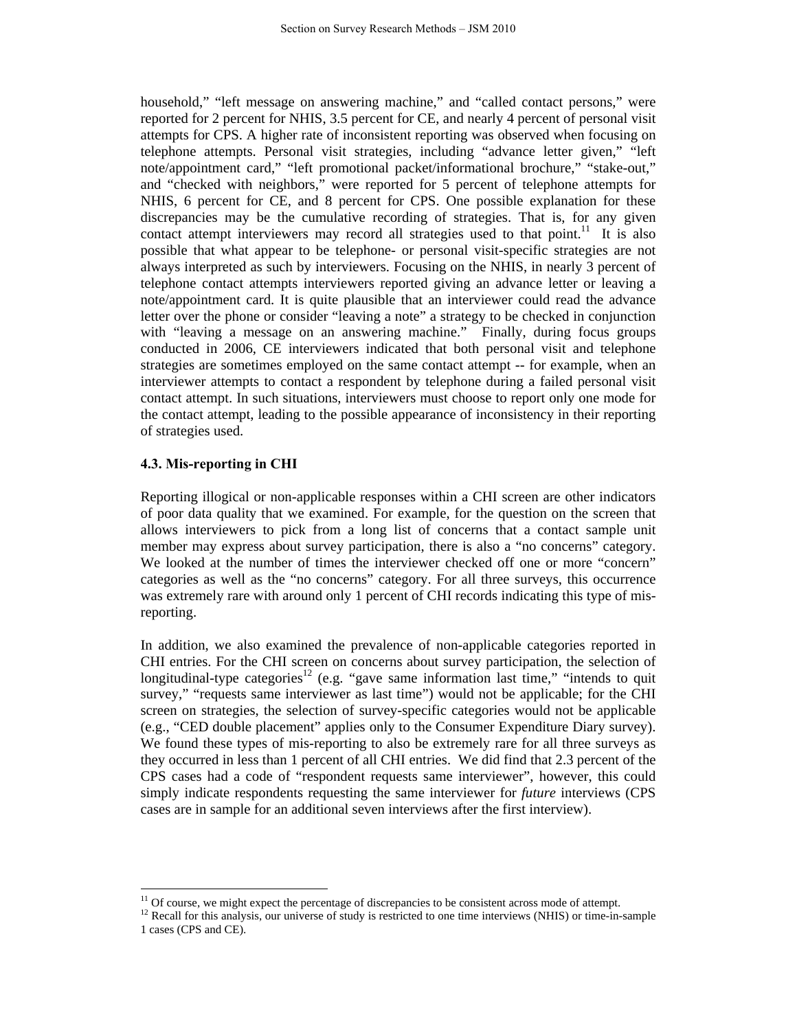household," "left message on answering machine," and "called contact persons," were reported for 2 percent for NHIS, 3.5 percent for CE, and nearly 4 percent of personal visit attempts for CPS. A higher rate of inconsistent reporting was observed when focusing on telephone attempts. Personal visit strategies, including "advance letter given," "left note/appointment card," "left promotional packet/informational brochure," "stake-out," and "checked with neighbors," were reported for 5 percent of telephone attempts for NHIS, 6 percent for CE, and 8 percent for CPS. One possible explanation for these discrepancies may be the cumulative recording of strategies. That is, for any given contact attempt interviewers may record all strategies used to that point.[11] It is also possible that what appear to be telephone- or personal visit-specific strategies are not always interpreted as such by interviewers. Focusing on the NHIS, in nearly 3 percent of telephone contact attempts interviewers reported giving an advance letter or leaving a note/appointment card. It is quite plausible that an interviewer could read the advance letter over the phone or consider "leaving a note" a strategy to be checked in conjunction with "leaving a message on an answering machine." Finally, during focus groups conducted in 2006, CE interviewers indicated that both personal visit and telephone strategies are sometimes employed on the same contact attempt -- for example, when an interviewer attempts to contact a respondent by telephone during a failed personal visit contact attempt. In such situations, interviewers must choose to report only one mode for the contact attempt, leading to the possible appearance of inconsistency in their reporting of strategies used.

### 4.3. Mis-reporting in CHI

Reporting illogical or non-applicable responses within a CHI screen are other indicators of poor data quality that we examined. For example, for the question on the screen that allows interviewers to pick from a long list of concerns that a contact sample unit member may express about survey participation, there is also a "no concerns" category. We looked at the number of times the interviewer checked off one or more "concern" categories as well as the "no concerns" category. For all three surveys, this occurrence was extremely rare with around only 1 percent of CHI records indicating this type of mis-reporting.

In addition, we also examined the prevalence of non-applicable categories reported in CHI entries. For the CHI screen on concerns about survey participation, the selection of longitudinal-type categories[12] (e.g. "gave same information last time," "intends to quit survey," "requests same interviewer as last time") would not be applicable; for the CHI screen on strategies, the selection of survey-specific categories would not be applicable (e.g., "CED double placement" applies only to the Consumer Expenditure Diary survey). We found these types of mis-reporting to also be extremely rare for all three surveys as they occurred in less than 1 percent of all CHI entries. We did find that 2.3 percent of the CPS cases had a code of "respondent requests same interviewer", however, this could simply indicate respondents requesting the same interviewer for *future* interviews (CPS cases are in sample for an additional seven interviews after the first interview).

---

[11] Of course, we might expect the percentage of discrepancies to be consistent across mode of attempt.

[12] Recall for this analysis, our universe of study is restricted to one time interviews (NHIS) or time-in-sample 1 cases (CPS and CE).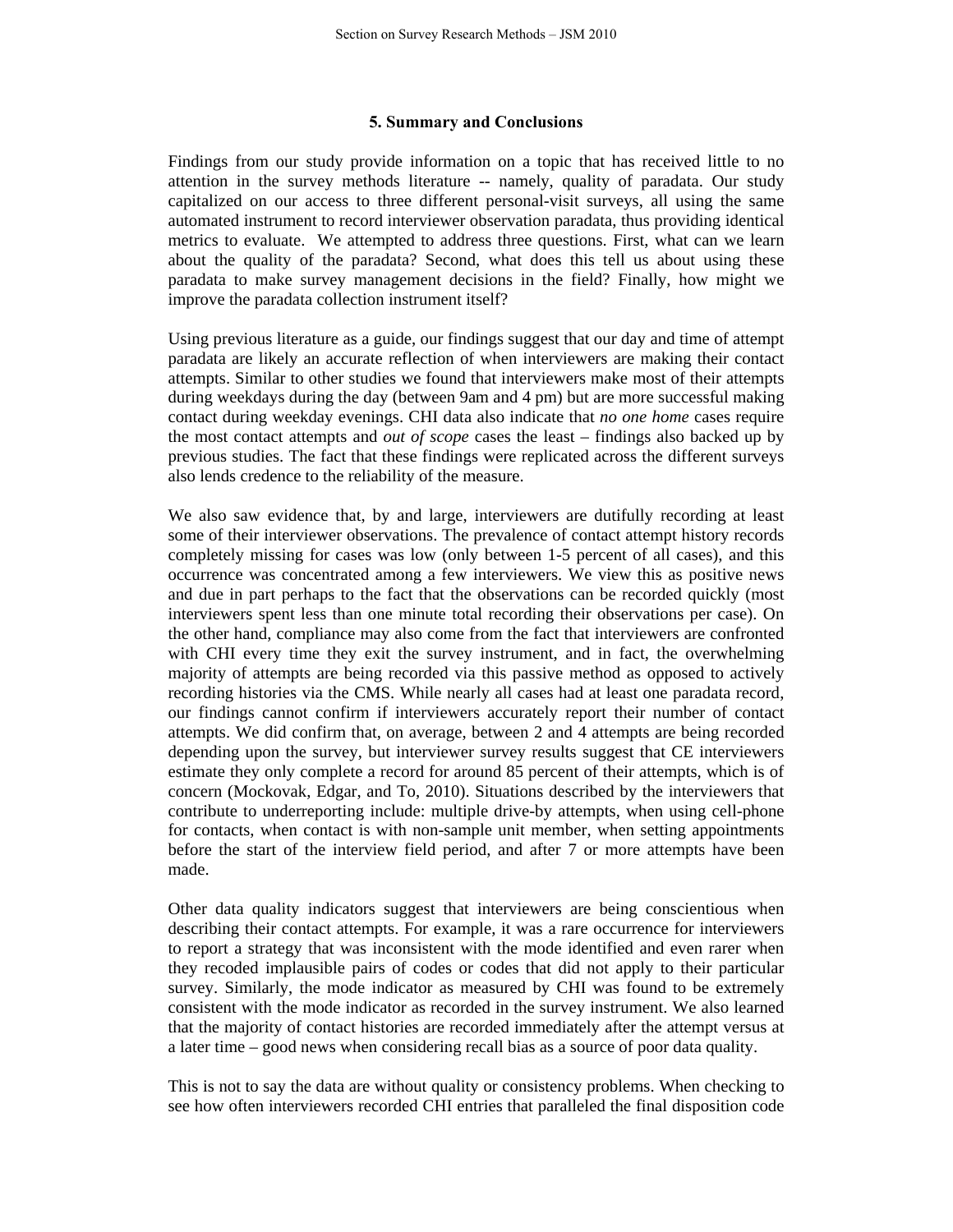## 5. Summary and Conclusions

Findings from our study provide information on a topic that has received little to no attention in the survey methods literature -- namely, quality of paradata. Our study capitalized on our access to three different personal-visit surveys, all using the same automated instrument to record interviewer observation paradata, thus providing identical metrics to evaluate. We attempted to address three questions. First, what can we learn about the quality of the paradata? Second, what does this tell us about using these paradata to make survey management decisions in the field? Finally, how might we improve the paradata collection instrument itself?

Using previous literature as a guide, our findings suggest that our day and time of attempt paradata are likely an accurate reflection of when interviewers are making their contact attempts. Similar to other studies we found that interviewers make most of their attempts during weekdays during the day (between 9am and 4 pm) but are more successful making contact during weekday evenings. CHI data also indicate that *no one home* cases require the most contact attempts and *out of scope* cases the least – findings also backed up by previous studies. The fact that these findings were replicated across the different surveys also lends credence to the reliability of the measure.

We also saw evidence that, by and large, interviewers are dutifully recording at least some of their interviewer observations. The prevalence of contact attempt history records completely missing for cases was low (only between 1-5 percent of all cases), and this occurrence was concentrated among a few interviewers. We view this as positive news and due in part perhaps to the fact that the observations can be recorded quickly (most interviewers spent less than one minute total recording their observations per case). On the other hand, compliance may also come from the fact that interviewers are confronted with CHI every time they exit the survey instrument, and in fact, the overwhelming majority of attempts are being recorded via this passive method as opposed to actively recording histories via the CMS. While nearly all cases had at least one paradata record, our findings cannot confirm if interviewers accurately report their number of contact attempts. We did confirm that, on average, between 2 and 4 attempts are being recorded depending upon the survey, but interviewer survey results suggest that CE interviewers estimate they only complete a record for around 85 percent of their attempts, which is of concern (Mockovak, Edgar, and To, 2010). Situations described by the interviewers that contribute to underreporting include: multiple drive-by attempts, when using cell-phone for contacts, when contact is with non-sample unit member, when setting appointments before the start of the interview field period, and after 7 or more attempts have been made.

Other data quality indicators suggest that interviewers are being conscientious when describing their contact attempts. For example, it was a rare occurrence for interviewers to report a strategy that was inconsistent with the mode identified and even rarer when they recoded implausible pairs of codes or codes that did not apply to their particular survey. Similarly, the mode indicator as measured by CHI was found to be extremely consistent with the mode indicator as recorded in the survey instrument. We also learned that the majority of contact histories are recorded immediately after the attempt versus at a later time – good news when considering recall bias as a source of poor data quality.

This is not to say the data are without quality or consistency problems. When checking to see how often interviewers recorded CHI entries that paralleled the final disposition code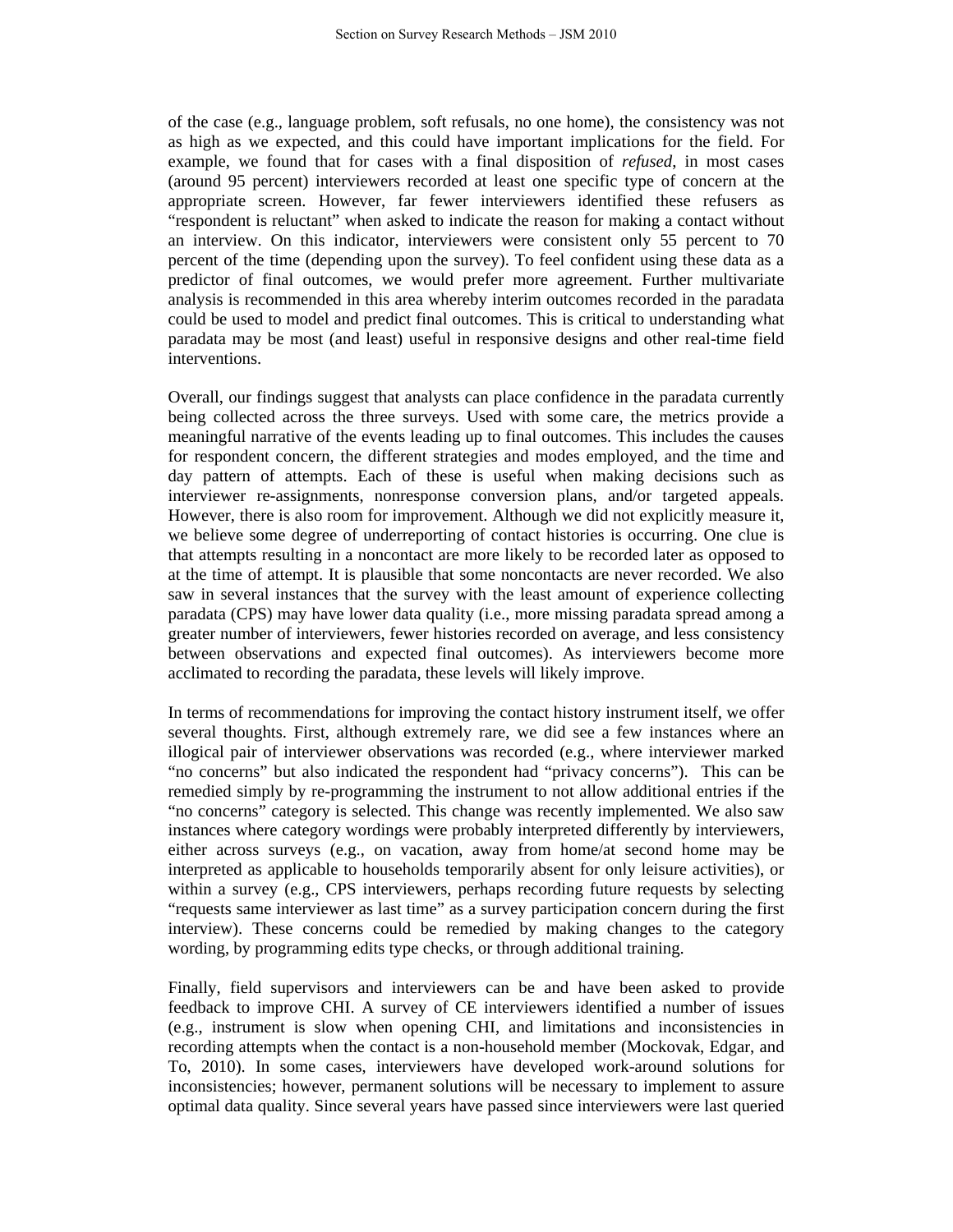of the case (e.g., language problem, soft refusals, no one home), the consistency was not as high as we expected, and this could have important implications for the field. For example, we found that for cases with a final disposition of *refused*, in most cases (around 95 percent) interviewers recorded at least one specific type of concern at the appropriate screen. However, far fewer interviewers identified these refusers as “respondent is reluctant” when asked to indicate the reason for making a contact without an interview. On this indicator, interviewers were consistent only 55 percent to 70 percent of the time (depending upon the survey). To feel confident using these data as a predictor of final outcomes, we would prefer more agreement. Further multivariate analysis is recommended in this area whereby interim outcomes recorded in the paradata could be used to model and predict final outcomes. This is critical to understanding what paradata may be most (and least) useful in responsive designs and other real-time field interventions.

Overall, our findings suggest that analysts can place confidence in the paradata currently being collected across the three surveys. Used with some care, the metrics provide a meaningful narrative of the events leading up to final outcomes. This includes the causes for respondent concern, the different strategies and modes employed, and the time and day pattern of attempts. Each of these is useful when making decisions such as interviewer re-assignments, nonresponse conversion plans, and/or targeted appeals. However, there is also room for improvement. Although we did not explicitly measure it, we believe some degree of underreporting of contact histories is occurring. One clue is that attempts resulting in a noncontact are more likely to be recorded later as opposed to at the time of attempt. It is plausible that some noncontacts are never recorded. We also saw in several instances that the survey with the least amount of experience collecting paradata (CPS) may have lower data quality (i.e., more missing paradata spread among a greater number of interviewers, fewer histories recorded on average, and less consistency between observations and expected final outcomes). As interviewers become more acclimated to recording the paradata, these levels will likely improve.

In terms of recommendations for improving the contact history instrument itself, we offer several thoughts. First, although extremely rare, we did see a few instances where an illogical pair of interviewer observations was recorded (e.g., where interviewer marked “no concerns” but also indicated the respondent had “privacy concerns”). This can be remedied simply by re-programming the instrument to not allow additional entries if the “no concerns” category is selected. This change was recently implemented. We also saw instances where category wordings were probably interpreted differently by interviewers, either across surveys (e.g., on vacation, away from home/at second home may be interpreted as applicable to households temporarily absent for only leisure activities), or within a survey (e.g., CPS interviewers, perhaps recording future requests by selecting “requests same interviewer as last time” as a survey participation concern during the first interview). These concerns could be remedied by making changes to the category wording, by programming edits type checks, or through additional training.

Finally, field supervisors and interviewers can be and have been asked to provide feedback to improve CHI. A survey of CE interviewers identified a number of issues (e.g., instrument is slow when opening CHI, and limitations and inconsistencies in recording attempts when the contact is a non-household member (Mockovak, Edgar, and To, 2010). In some cases, interviewers have developed work-around solutions for inconsistencies; however, permanent solutions will be necessary to implement to assure optimal data quality. Since several years have passed since interviewers were last queried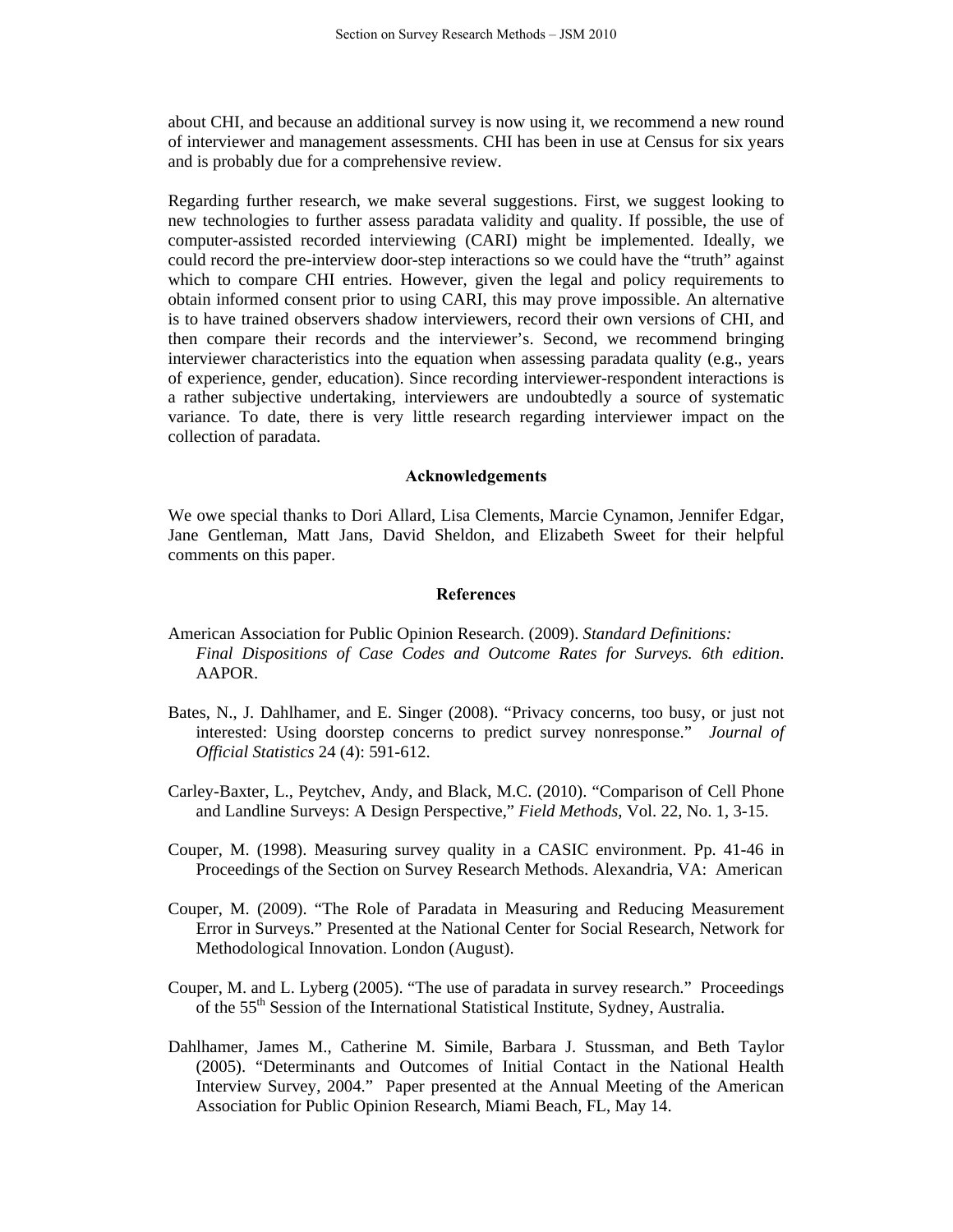about CHI, and because an additional survey is now using it, we recommend a new round of interviewer and management assessments. CHI has been in use at Census for six years and is probably due for a comprehensive review.

Regarding further research, we make several suggestions. First, we suggest looking to new technologies to further assess paradata validity and quality. If possible, the use of computer-assisted recorded interviewing (CARI) might be implemented. Ideally, we could record the pre-interview door-step interactions so we could have the "truth" against which to compare CHI entries. However, given the legal and policy requirements to obtain informed consent prior to using CARI, this may prove impossible. An alternative is to have trained observers shadow interviewers, record their own versions of CHI, and then compare their records and the interviewer's. Second, we recommend bringing interviewer characteristics into the equation when assessing paradata quality (e.g., years of experience, gender, education). Since recording interviewer-respondent interactions is a rather subjective undertaking, interviewers are undoubtedly a source of systematic variance. To date, there is very little research regarding interviewer impact on the collection of paradata.

## Acknowledgements

We owe special thanks to Dori Allard, Lisa Clements, Marcie Cynamon, Jennifer Edgar, Jane Gentleman, Matt Jans, David Sheldon, and Elizabeth Sweet for their helpful comments on this paper.

## References

American Association for Public Opinion Research. (2009). *Standard Definitions: Final Dispositions of Case Codes and Outcome Rates for Surveys. 6th edition*. AAPOR.

Bates, N., J. Dahlhamer, and E. Singer (2008). "Privacy concerns, too busy, or just not interested: Using doorstep concerns to predict survey nonresponse." *Journal of Official Statistics* 24 (4): 591-612.

Carley-Baxter, L., Peytchev, Andy, and Black, M.C. (2010). "Comparison of Cell Phone and Landline Surveys: A Design Perspective," *Field Methods*, Vol. 22, No. 1, 3-15.

Couper, M. (1998). Measuring survey quality in a CASIC environment. Pp. 41-46 in Proceedings of the Section on Survey Research Methods. Alexandria, VA: American

Couper, M. (2009). "The Role of Paradata in Measuring and Reducing Measurement Error in Surveys." Presented at the National Center for Social Research, Network for Methodological Innovation. London (August).

Couper, M. and L. Lyberg (2005). "The use of paradata in survey research." Proceedings of the 55th Session of the International Statistical Institute, Sydney, Australia.

Dahlhamer, James M., Catherine M. Simile, Barbara J. Stussman, and Beth Taylor (2005). "Determinants and Outcomes of Initial Contact in the National Health Interview Survey, 2004." Paper presented at the Annual Meeting of the American Association for Public Opinion Research, Miami Beach, FL, May 14.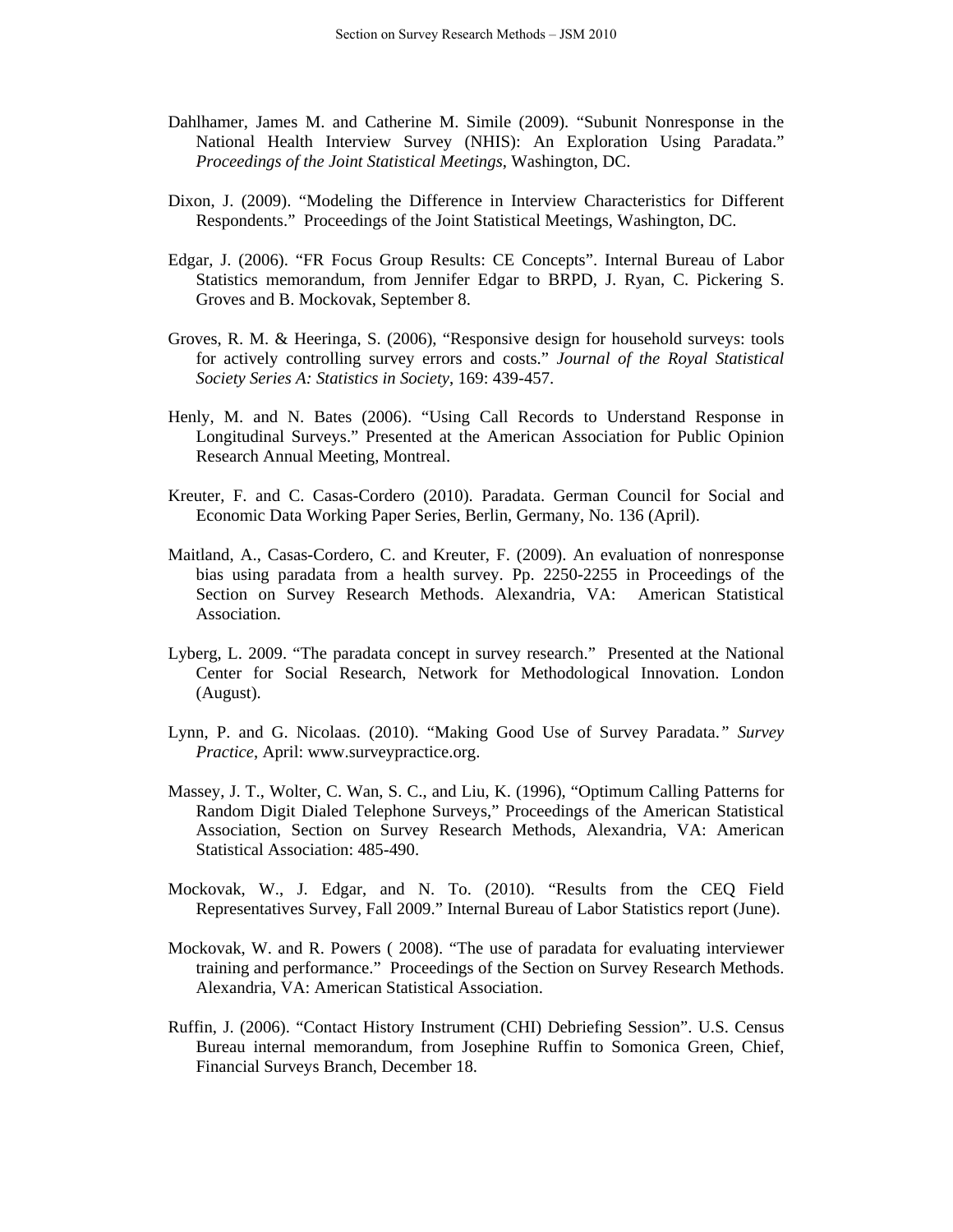Dahlhamer, James M. and Catherine M. Simile (2009). "Subunit Nonresponse in the National Health Interview Survey (NHIS): An Exploration Using Paradata." *Proceedings of the Joint Statistical Meetings*, Washington, DC.

Dixon, J. (2009). "Modeling the Difference in Interview Characteristics for Different Respondents." Proceedings of the Joint Statistical Meetings, Washington, DC.

Edgar, J. (2006). "FR Focus Group Results: CE Concepts". Internal Bureau of Labor Statistics memorandum, from Jennifer Edgar to BRPD, J. Ryan, C. Pickering S. Groves and B. Mockovak, September 8.

Groves, R. M. & Heeringa, S. (2006), "Responsive design for household surveys: tools for actively controlling survey errors and costs." *Journal of the Royal Statistical Society Series A: Statistics in Society*, 169: 439-457.

Henly, M. and N. Bates (2006). "Using Call Records to Understand Response in Longitudinal Surveys." Presented at the American Association for Public Opinion Research Annual Meeting, Montreal.

Kreuter, F. and C. Casas-Cordero (2010). Paradata. German Council for Social and Economic Data Working Paper Series, Berlin, Germany, No. 136 (April).

Maitland, A., Casas-Cordero, C. and Kreuter, F. (2009). An evaluation of nonresponse bias using paradata from a health survey. Pp. 2250-2255 in Proceedings of the Section on Survey Research Methods. Alexandria, VA: American Statistical Association.

Lyberg, L. 2009. "The paradata concept in survey research." Presented at the National Center for Social Research, Network for Methodological Innovation. London (August).

Lynn, P. and G. Nicolaas. (2010). "Making Good Use of Survey Paradata.*" Survey Practice*, April: www.surveypractice.org.

Massey, J. T., Wolter, C. Wan, S. C., and Liu, K. (1996), "Optimum Calling Patterns for Random Digit Dialed Telephone Surveys," Proceedings of the American Statistical Association, Section on Survey Research Methods, Alexandria, VA: American Statistical Association: 485-490.

Mockovak, W., J. Edgar, and N. To. (2010). "Results from the CEQ Field Representatives Survey, Fall 2009." Internal Bureau of Labor Statistics report (June).

Mockovak, W. and R. Powers ( 2008). "The use of paradata for evaluating interviewer training and performance." Proceedings of the Section on Survey Research Methods. Alexandria, VA: American Statistical Association.

Ruffin, J. (2006). "Contact History Instrument (CHI) Debriefing Session". U.S. Census Bureau internal memorandum, from Josephine Ruffin to Somonica Green, Chief, Financial Surveys Branch, December 18.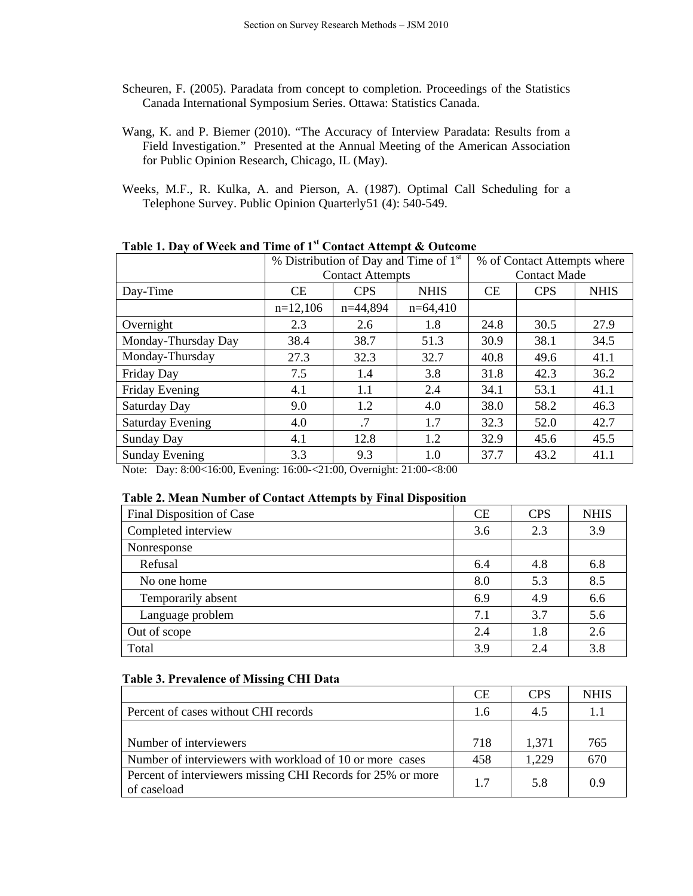Scheuren, F. (2005). Paradata from concept to completion. Proceedings of the Statistics Canada International Symposium Series. Ottawa: Statistics Canada.

Wang, K. and P. Biemer (2010). "The Accuracy of Interview Paradata: Results from a Field Investigation." Presented at the Annual Meeting of the American Association for Public Opinion Research, Chicago, IL (May).

Weeks, M.F., R. Kulka, A. and Pierson, A. (1987). Optimal Call Scheduling for a Telephone Survey. Public Opinion Quarterly51 (4): 540-549.

**Table 1. Day of Week and Time of 1st Contact Attempt & Outcome**

| | % Distribution of Day and Time of 1st Contact Attempts | | | % of Contact Attempts where Contact Made | | |
|---|---|---|---|---|---|---|
| Day-Time | CE | CPS | NHIS | CE | CPS | NHIS |
| | n=12,106 | n=44,894 | n=64,410 | | | |
| Overnight | 2.3 | 2.6 | 1.8 | 24.8 | 30.5 | 27.9 |
| Monday-Thursday Day | 38.4 | 38.7 | 51.3 | 30.9 | 38.1 | 34.5 |
| Monday-Thursday | 27.3 | 32.3 | 32.7 | 40.8 | 49.6 | 41.1 |
| Friday Day | 7.5 | 1.4 | 3.8 | 31.8 | 42.3 | 36.2 |
| Friday Evening | 4.1 | 1.1 | 2.4 | 34.1 | 53.1 | 41.1 |
| Saturday Day | 9.0 | 1.2 | 4.0 | 38.0 | 58.2 | 46.3 |
| Saturday Evening | 4.0 | .7 | 1.7 | 32.3 | 52.0 | 42.7 |
| Sunday Day | 4.1 | 12.8 | 1.2 | 32.9 | 45.6 | 45.5 |
| Sunday Evening | 3.3 | 9.3 | 1.0 | 37.7 | 43.2 | 41.1 |

Note: Day: 8:00<16:00, Evening: 16:00-<21:00, Overnight: 21:00-<8:00

**Table 2. Mean Number of Contact Attempts by Final Disposition**

| Final Disposition of Case | CE | CPS | NHIS |
|---|---|---|---|
| Completed interview | 3.6 | 2.3 | 3.9 |
| Nonresponse | | | |
| Refusal | 6.4 | 4.8 | 6.8 |
| No one home | 8.0 | 5.3 | 8.5 |
| Temporarily absent | 6.9 | 4.9 | 6.6 |
| Language problem | 7.1 | 3.7 | 5.6 |
| Out of scope | 2.4 | 1.8 | 2.6 |
| Total | 3.9 | 2.4 | 3.8 |

**Table 3. Prevalence of Missing CHI Data**

| | CE | CPS | NHIS |
|---|---|---|---|
| Percent of cases without CHI records | 1.6 | 4.5 | 1.1 |
| Number of interviewers | 718 | 1,371 | 765 |
| Number of interviewers with workload of 10 or more cases | 458 | 1,229 | 670 |
| Percent of interviewers missing CHI Records for 25% or more of caseload | 1.7 | 5.8 | 0.9 |